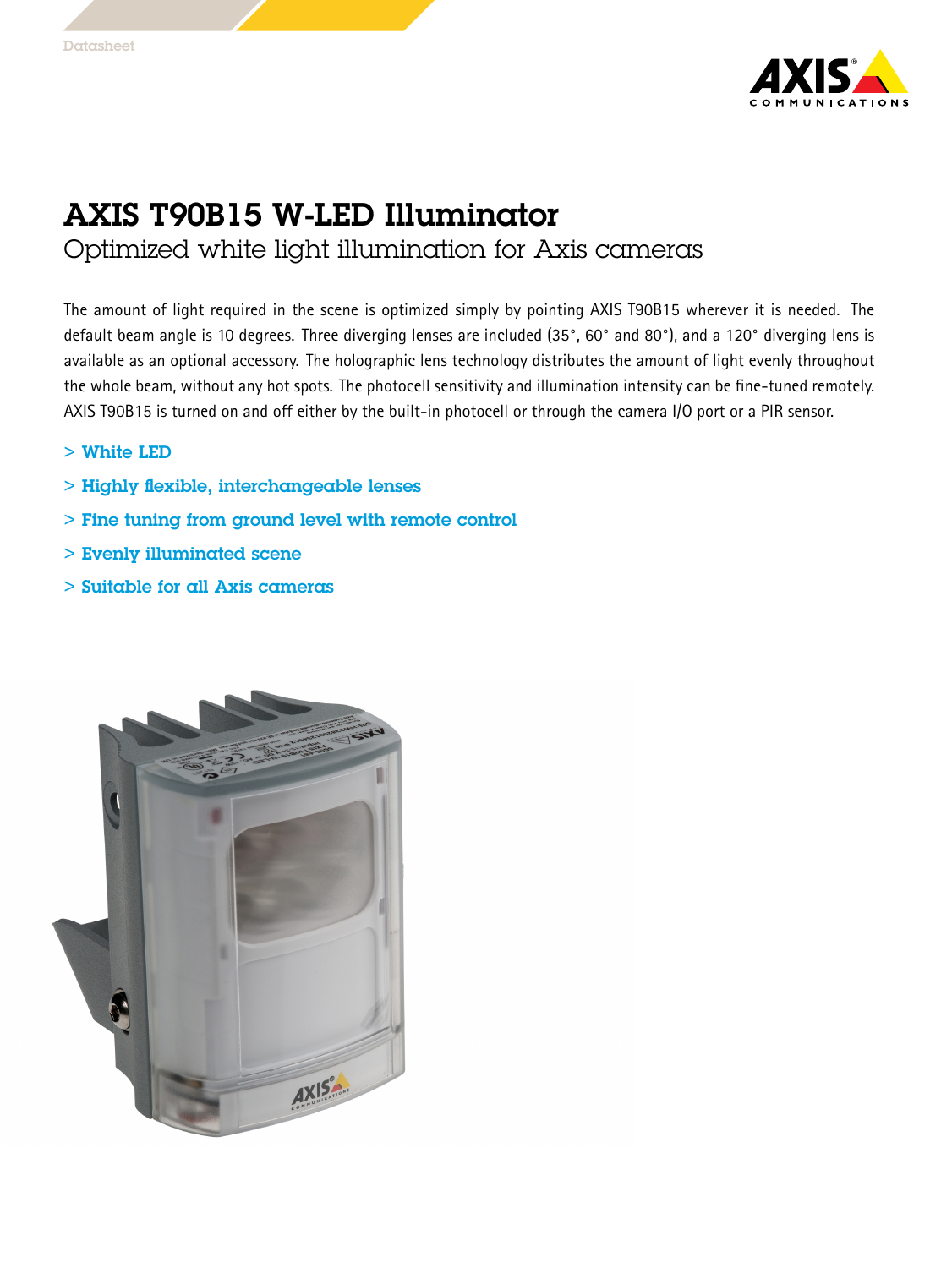# AXIS T90B15 W-LED Illuminator

## Optimized white light illumination for Axis cameras

The amount of light required in the scene is optimized simply by pointing AXIS T90B15 wherever it is needed. The default beam angle is 10 degrees. Three diverging lenses are included (35°, 60° and 80°), and a 120° diverging lens is available as an optional accessory. The holographic lens technology distributes the amount of light evenly throughout the whole beam, without any hot spots. The photocell sensitivity and illumination intensity can be fine-tuned remotely. AXIS T90B15 is turned on and off either by the built-in photocell or through the camera I/O port or a PIR sensor.

- White LED
- Highly flexible, interchangeable lenses
- Fine tuning from ground level with remote control
- Evenly illuminated scene
- Suitable for all Axis cameras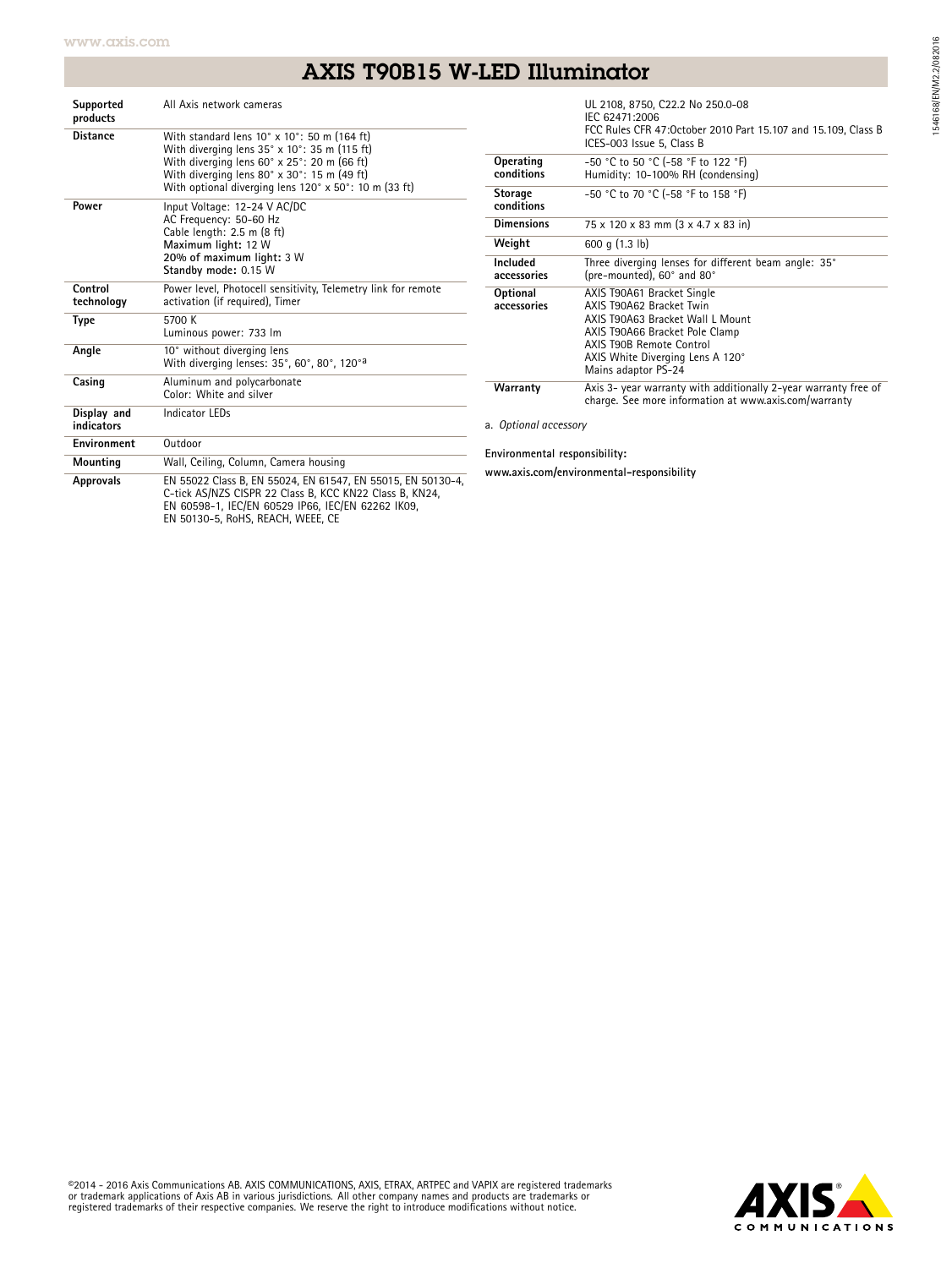# AXIS T90B15 W-LED Illuminator

| | |
|---|---|
| **Supported products** | All Axis network cameras |
| **Distance** | With standard lens 10° x 10°: 50 m (164 ft)<br>With diverging lens 35° x 10°: 35 m (115 ft)<br>With diverging lens 60° x 25°: 20 m (66 ft)<br>With diverging lens 80° x 30°: 15 m (49 ft)<br>With optional diverging lens 120° x 50°: 10 m (33 ft) |
| **Power** | Input Voltage: 12–24 V AC/DC<br>AC Frequency: 50-60 Hz<br>Cable length: 2.5 m (8 ft)<br>**Maximum light:** 12 W<br>**20% of maximum light:** 3 W<br>**Standby mode:** 0.15 W |
| **Control technology** | Power level, Photocell sensitivity, Telemetry link for remote activation (if required), Timer |
| **Type** | 5700 K<br>Luminous power: 733 lm |
| **Angle** | 10° without diverging lens<br>With diverging lenses: 35°, 60°, 80°, 120°[a] |
| **Casing** | Aluminum and polycarbonate<br>Color: White and silver |
| **Display and indicators** | Indicator LEDs |
| **Environment** | Outdoor |
| **Mounting** | Wall, Ceiling, Column, Camera housing |
| **Approvals** | EN 55022 Class B, EN 55024, EN 61547, EN 55015, EN 50130-4, C-tick AS/NZS CISPR 22 Class B, KCC KN22 Class B, KN24, EN 60598-1, IEC/EN 60529 IP66, IEC/EN 62262 IK09, EN 50130-5, RoHS, REACH, WEEE, CE<br>UL 2108, 8750, C22.2 No 250.0-08<br>IEC 62471:2006<br>FCC Rules CFR 47:October 2010 Part 15.107 and 15.109, Class B<br>ICES-003 Issue 5, Class B |
| **Operating conditions** | -50 °C to 50 °C (-58 °F to 122 °F)<br>Humidity: 10-100% RH (condensing) |
| **Storage conditions** | -50 °C to 70 °C (-58 °F to 158 °F) |
| **Dimensions** | 75 x 120 x 83 mm (3 x 4.7 x 83 in) |
| **Weight** | 600 g (1.3 lb) |
| **Included accessories** | Three diverging lenses for different beam angle: 35° (pre-mounted), 60° and 80° |
| **Optional accessories** | AXIS T90A61 Bracket Single<br>AXIS T90A62 Bracket Twin<br>AXIS T90A63 Bracket Wall L Mount<br>AXIS T90A66 Bracket Pole Clamp<br>AXIS T90B Remote Control<br>AXIS White Diverging Lens A 120°<br>Mains adaptor PS-24 |
| **Warranty** | Axis 3- year warranty with additionally 2-year warranty free of charge. See more information at www.axis.com/warranty |

a. *Optional accessory*

**Environmental responsibility:**

**www.axis.com/environmental-responsibility**

©2014 - 2016 Axis Communications AB. AXIS COMMUNICATIONS, AXIS, ETRAX, ARTPEC and VAPIX are registered trademarks or trademark applications of Axis AB in various jurisdictions. All other company names and products are trademarks or registered trademarks of their respective companies. We reserve the right to introduce modifications without notice.